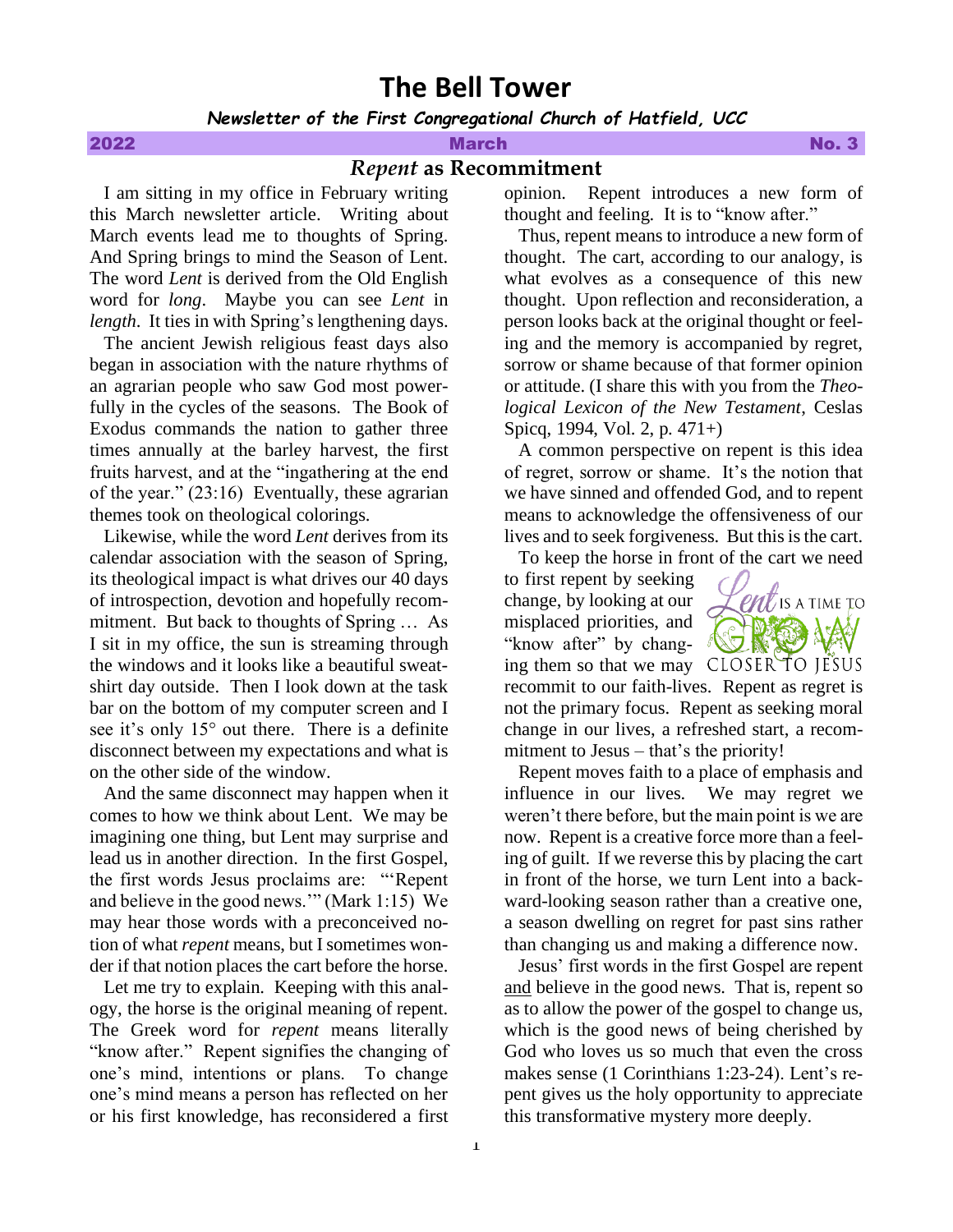# The Bell Tower

***Newsletter of the First Congregational Church of Hatfield, UCC***

**2022** **March** **No. 3**

## *Repent* as Recommitment

I am sitting in my office in February writing this March newsletter article. Writing about March events lead me to thoughts of Spring. And Spring brings to mind the Season of Lent. The word *Lent* is derived from the Old English word for *long*. Maybe you can see *Lent* in *length*. It ties in with Spring's lengthening days.

The ancient Jewish religious feast days also began in association with the nature rhythms of an agrarian people who saw God most powerfully in the cycles of the seasons. The Book of Exodus commands the nation to gather three times annually at the barley harvest, the first fruits harvest, and at the "ingathering at the end of the year." (23:16) Eventually, these agrarian themes took on theological colorings.

Likewise, while the word *Lent* derives from its calendar association with the season of Spring, its theological impact is what drives our 40 days of introspection, devotion and hopefully recommitment. But back to thoughts of Spring … As I sit in my office, the sun is streaming through the windows and it looks like a beautiful sweatshirt day outside. Then I look down at the task bar on the bottom of my computer screen and I see it's only 15° out there. There is a definite disconnect between my expectations and what is on the other side of the window.

And the same disconnect may happen when it comes to how we think about Lent. We may be imagining one thing, but Lent may surprise and lead us in another direction. In the first Gospel, the first words Jesus proclaims are: "'Repent and believe in the good news.'" (Mark 1:15) We may hear those words with a preconceived notion of what *repent* means, but I sometimes wonder if that notion places the cart before the horse.

Let me try to explain. Keeping with this analogy, the horse is the original meaning of repent. The Greek word for *repent* means literally "know after." Repent signifies the changing of one's mind, intentions or plans. To change one's mind means a person has reflected on her or his first knowledge, has reconsidered a first opinion. Repent introduces a new form of thought and feeling. It is to "know after."

Thus, repent means to introduce a new form of thought. The cart, according to our analogy, is what evolves as a consequence of this new thought. Upon reflection and reconsideration, a person looks back at the original thought or feeling and the memory is accompanied by regret, sorrow or shame because of that former opinion or attitude. (I share this with you from the *Theological Lexicon of the New Testament*, Ceslas Spicq, 1994, Vol. 2, p. 471+)

A common perspective on repent is this idea of regret, sorrow or shame. It's the notion that we have sinned and offended God, and to repent means to acknowledge the offensiveness of our lives and to seek forgiveness. But this is the cart.

To keep the horse in front of the cart we need to first repent by seeking change, by looking at our misplaced priorities, and "know after" by changing them so that we may recommit to our faith-lives. Repent as regret is not the primary focus. Repent as seeking moral change in our lives, a refreshed start, a recommitment to Jesus – that's the priority!

Lent IS A TIME TO GROW CLOSER TO JESUS

Repent moves faith to a place of emphasis and influence in our lives. We may regret we weren't there before, but the main point is we are now. Repent is a creative force more than a feeling of guilt. If we reverse this by placing the cart in front of the horse, we turn Lent into a backward-looking season rather than a creative one, a season dwelling on regret for past sins rather than changing us and making a difference now.

Jesus' first words in the first Gospel are repent <u>and</u> believe in the good news. That is, repent so as to allow the power of the gospel to change us, which is the good news of being cherished by God who loves us so much that even the cross makes sense (1 Corinthians 1:23-24). Lent's repent gives us the holy opportunity to appreciate this transformative mystery more deeply.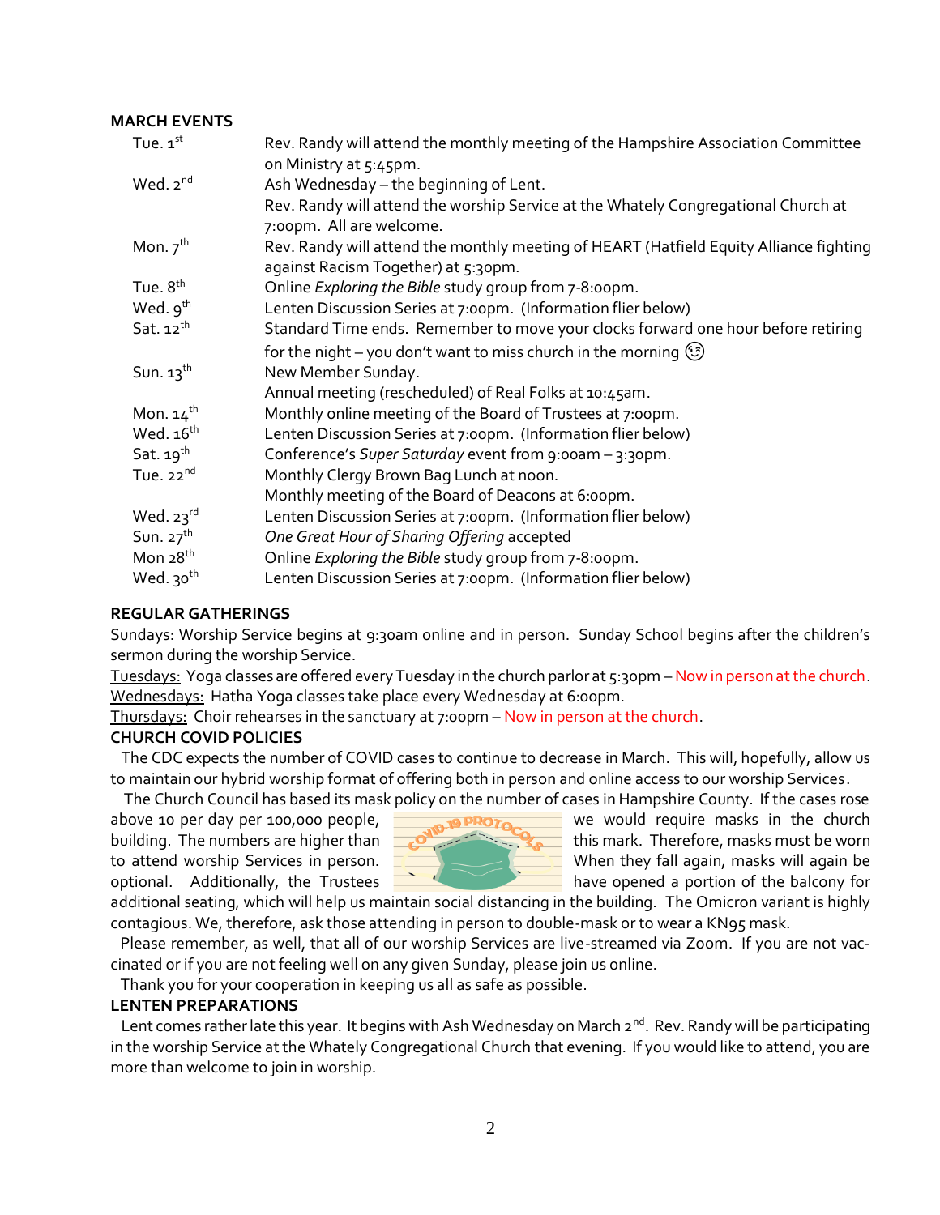**MARCH EVENTS**

| | |
|---|---|
| Tue. 1st | Rev. Randy will attend the monthly meeting of the Hampshire Association Committee on Ministry at 5:45pm. |
| Wed. 2nd | Ash Wednesday – the beginning of Lent. Rev. Randy will attend the worship Service at the Whately Congregational Church at 7:00pm. All are welcome. |
| Mon. 7th | Rev. Randy will attend the monthly meeting of HEART (Hatfield Equity Alliance fighting against Racism Together) at 5:30pm. |
| Tue. 8th | Online *Exploring the Bible* study group from 7-8:00pm. |
| Wed. 9th | Lenten Discussion Series at 7:00pm. (Information flier below) |
| Sat. 12th | Standard Time ends. Remember to move your clocks forward one hour before retiring for the night – you don't want to miss church in the morning 😉 |
| Sun. 13th | New Member Sunday. Annual meeting (rescheduled) of Real Folks at 10:45am. |
| Mon. 14th | Monthly online meeting of the Board of Trustees at 7:00pm. |
| Wed. 16th | Lenten Discussion Series at 7:00pm. (Information flier below) |
| Sat. 19th | Conference's *Super Saturday* event from 9:00am – 3:30pm. |
| Tue. 22nd | Monthly Clergy Brown Bag Lunch at noon. Monthly meeting of the Board of Deacons at 6:00pm. |
| Wed. 23rd | Lenten Discussion Series at 7:00pm. (Information flier below) |
| Sun. 27th | *One Great Hour of Sharing Offering* accepted |
| Mon 28th | Online *Exploring the Bible* study group from 7-8:00pm. |
| Wed. 30th | Lenten Discussion Series at 7:00pm. (Information flier below) |

**REGULAR GATHERINGS**

Sundays: Worship Service begins at 9:30am online and in person. Sunday School begins after the children's sermon during the worship Service.
Tuesdays: Yoga classes are offered every Tuesday in the church parlor at 5:30pm – Now in person at the church.
Wednesdays: Hatha Yoga classes take place every Wednesday at 6:00pm.
Thursdays: Choir rehearses in the sanctuary at 7:00pm – Now in person at the church.

**CHURCH COVID POLICIES**

The CDC expects the number of COVID cases to continue to decrease in March. This will, hopefully, allow us to maintain our hybrid worship format of offering both in person and online access to our worship Services.

The Church Council has based its mask policy on the number of cases in Hampshire County. If the cases rose above 10 per day per 100,000 people, we would require masks in the church building. The numbers are higher than this mark. Therefore, masks must be worn to attend worship Services in person. When they fall again, masks will again be optional. Additionally, the Trustees have opened a portion of the balcony for additional seating, which will help us maintain social distancing in the building. The Omicron variant is highly contagious. We, therefore, ask those attending in person to double-mask or to wear a KN95 mask.

Please remember, as well, that all of our worship Services are live-streamed via Zoom. If you are not vaccinated or if you are not feeling well on any given Sunday, please join us online.

Thank you for your cooperation in keeping us all as safe as possible.

**LENTEN PREPARATIONS**

Lent comes rather late this year. It begins with Ash Wednesday on March 2nd. Rev. Randy will be participating in the worship Service at the Whately Congregational Church that evening. If you would like to attend, you are more than welcome to join in worship.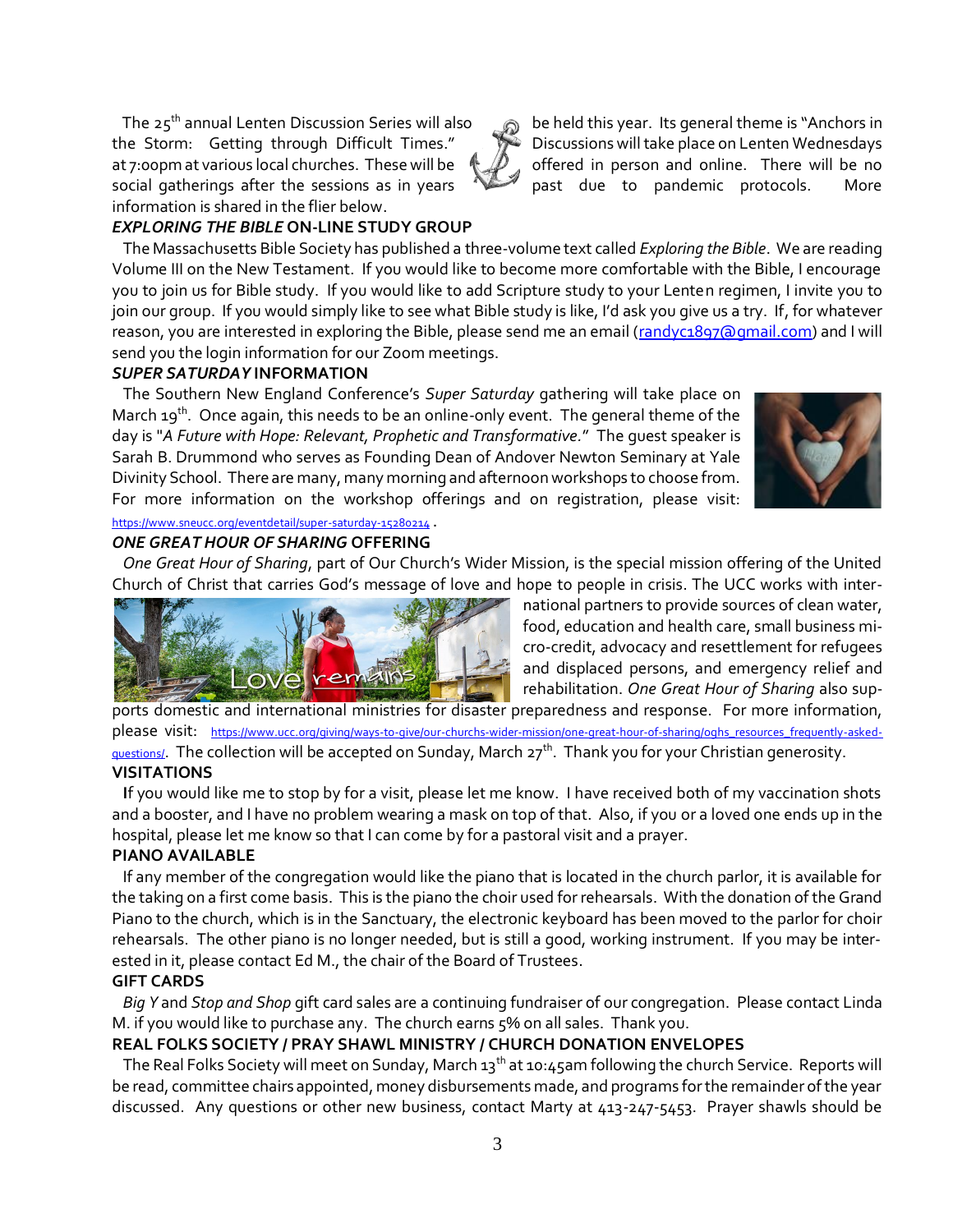The 25th annual Lenten Discussion Series will also be held this year. Its general theme is "Anchors in the Storm: Getting through Difficult Times." Discussions will take place on Lenten Wednesdays at 7:00pm at various local churches. These will be offered in person and online. There will be no social gatherings after the sessions as in years past due to pandemic protocols. More information is shared in the flier below.

### *EXPLORING THE BIBLE* ON-LINE STUDY GROUP

The Massachusetts Bible Society has published a three-volume text called *Exploring the Bible*. We are reading Volume III on the New Testament. If you would like to become more comfortable with the Bible, I encourage you to join us for Bible study. If you would like to add Scripture study to your Lenten regimen, I invite you to join our group. If you would simply like to see what Bible study is like, I'd ask you give us a try. If, for whatever reason, you are interested in exploring the Bible, please send me an email (randyc1897@gmail.com) and I will send you the login information for our Zoom meetings.

### *SUPER SATURDAY* INFORMATION

The Southern New England Conference's *Super Saturday* gathering will take place on March 19th. Once again, this needs to be an online-only event. The general theme of the day is "*A Future with Hope: Relevant, Prophetic and Transformative*." The guest speaker is Sarah B. Drummond who serves as Founding Dean of Andover Newton Seminary at Yale Divinity School. There are many, many morning and afternoon workshops to choose from. For more information on the workshop offerings and on registration, please visit: https://www.sneucc.org/eventdetail/super-saturday-15280214 .

### *ONE GREAT HOUR OF SHARING* OFFERING

*One Great Hour of Sharing*, part of Our Church's Wider Mission, is the special mission offering of the United Church of Christ that carries God's message of love and hope to people in crisis. The UCC works with international partners to provide sources of clean water, food, education and health care, small business micro-credit, advocacy and resettlement for refugees and displaced persons, and emergency relief and rehabilitation. *One Great Hour of Sharing* also supports domestic and international ministries for disaster preparedness and response. For more information, please visit: https://www.ucc.org/giving/ways-to-give/our-churchs-wider-mission/one-great-hour-of-sharing/oghs_resources_frequently-asked-questions/. The collection will be accepted on Sunday, March 27th. Thank you for your Christian generosity.

### VISITATIONS

If you would like me to stop by for a visit, please let me know. I have received both of my vaccination shots and a booster, and I have no problem wearing a mask on top of that. Also, if you or a loved one ends up in the hospital, please let me know so that I can come by for a pastoral visit and a prayer.

### PIANO AVAILABLE

If any member of the congregation would like the piano that is located in the church parlor, it is available for the taking on a first come basis. This is the piano the choir used for rehearsals. With the donation of the Grand Piano to the church, which is in the Sanctuary, the electronic keyboard has been moved to the parlor for choir rehearsals. The other piano is no longer needed, but is still a good, working instrument. If you may be interested in it, please contact Ed M., the chair of the Board of Trustees.

### GIFT CARDS

*Big Y* and *Stop and Shop* gift card sales are a continuing fundraiser of our congregation. Please contact Linda M. if you would like to purchase any. The church earns 5% on all sales. Thank you.

### REAL FOLKS SOCIETY / PRAY SHAWL MINISTRY / CHURCH DONATION ENVELOPES

The Real Folks Society will meet on Sunday, March 13th at 10:45am following the church Service. Reports will be read, committee chairs appointed, money disbursements made, and programs for the remainder of the year discussed. Any questions or other new business, contact Marty at 413-247-5453. Prayer shawls should be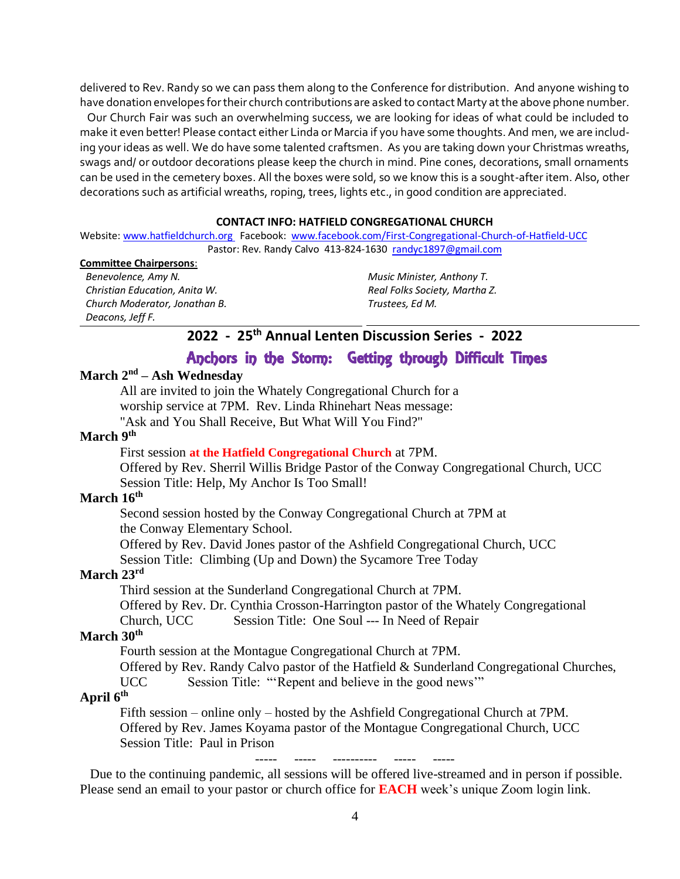delivered to Rev. Randy so we can pass them along to the Conference for distribution. And anyone wishing to have donation envelopes for their church contributions are asked to contact Marty at the above phone number.

Our Church Fair was such an overwhelming success, we are looking for ideas of what could be included to make it even better! Please contact either Linda or Marcia if you have some thoughts. And men, we are including your ideas as well. We do have some talented craftsmen. As you are taking down your Christmas wreaths, swags and/ or outdoor decorations please keep the church in mind. Pine cones, decorations, small ornaments can be used in the cemetery boxes. All the boxes were sold, so we know this is a sought-after item. Also, other decorations such as artificial wreaths, roping, trees, lights etc., in good condition are appreciated.

**CONTACT INFO: HATFIELD CONGREGATIONAL CHURCH**

Website: www.hatfieldchurch.org Facebook: www.facebook.com/First-Congregational-Church-of-Hatfield-UCC
Pastor: Rev. Randy Calvo 413-824-1630 randyc1897@gmail.com

**Committee Chairpersons**:

*Benevolence, Amy N.*
*Christian Education, Anita W.*
*Church Moderator, Jonathan B.*
*Deacons, Jeff F.*
*Music Minister, Anthony T.*
*Real Folks Society, Martha Z.*
*Trustees, Ed M.*

## 2022 - 25th Annual Lenten Discussion Series - 2022

## Anchors in the Storm: Getting through Difficult Times

**March 2nd – Ash Wednesday**

All are invited to join the Whately Congregational Church for a worship service at 7PM. Rev. Linda Rhinehart Neas message: "Ask and You Shall Receive, But What Will You Find?"

**March 9th**

First session **at the Hatfield Congregational Church** at 7PM.
Offered by Rev. Sherril Willis Bridge Pastor of the Conway Congregational Church, UCC
Session Title: Help, My Anchor Is Too Small!

**March 16th**

Second session hosted by the Conway Congregational Church at 7PM at the Conway Elementary School.
Offered by Rev. David Jones pastor of the Ashfield Congregational Church, UCC
Session Title: Climbing (Up and Down) the Sycamore Tree Today

**March 23rd**

Third session at the Sunderland Congregational Church at 7PM.
Offered by Rev. Dr. Cynthia Crosson-Harrington pastor of the Whately Congregational Church, UCC Session Title: One Soul --- In Need of Repair

**March 30th**

Fourth session at the Montague Congregational Church at 7PM.
Offered by Rev. Randy Calvo pastor of the Hatfield & Sunderland Congregational Churches, UCC Session Title: "'Repent and believe in the good news'"

**April 6th**

Fifth session – online only – hosted by the Ashfield Congregational Church at 7PM.
Offered by Rev. James Koyama pastor of the Montague Congregational Church, UCC
Session Title: Paul in Prison

----- ----- ---------- ----- -----

Due to the continuing pandemic, all sessions will be offered live-streamed and in person if possible. Please send an email to your pastor or church office for **EACH** week's unique Zoom login link.